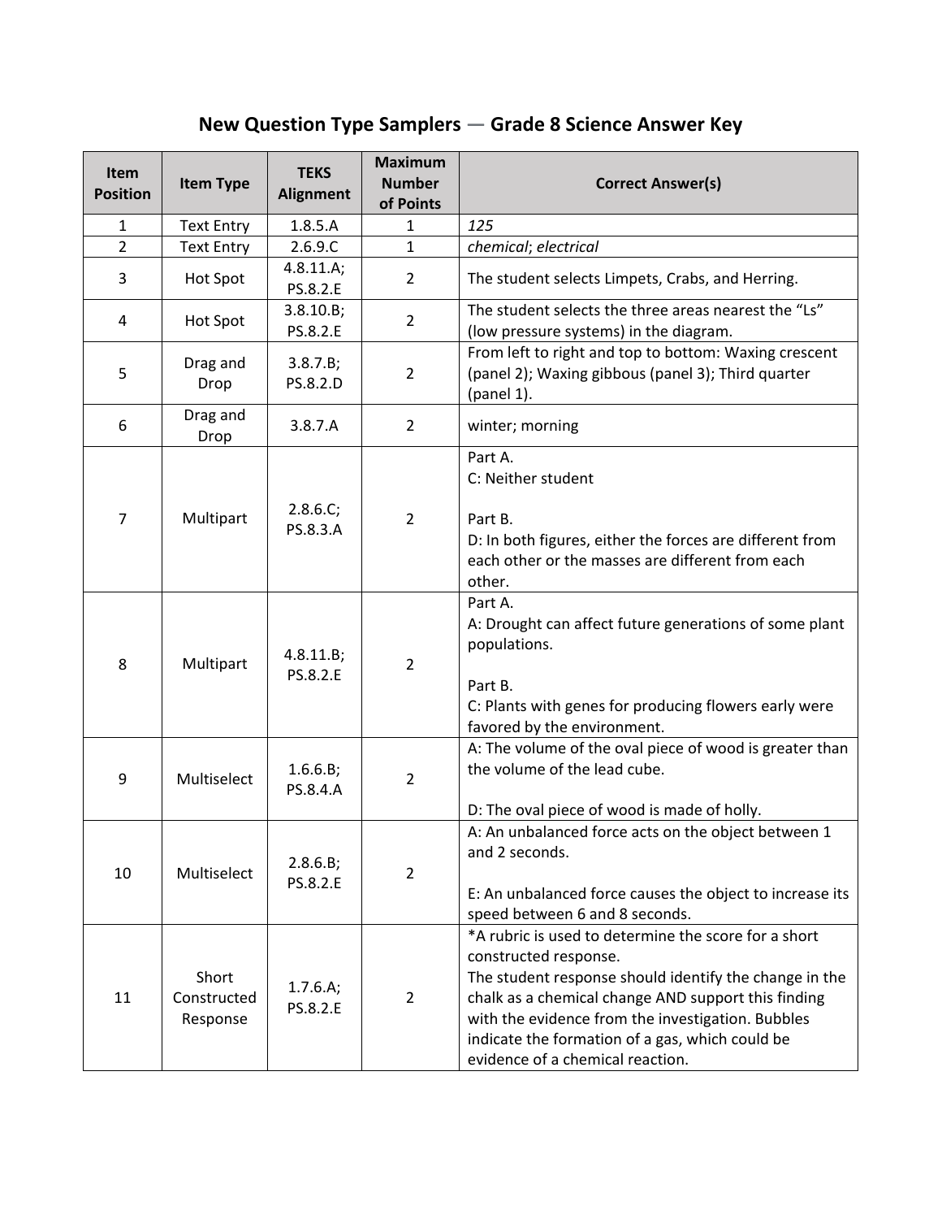# New Question Type Samplers — Grade 8 Science Answer Key

| Item Position | Item Type | TEKS Alignment | Maximum Number of Points | Correct Answer(s) |
|---|---|---|---|---|
| 1 | Text Entry | 1.8.5.A | 1 | *125* |
| 2 | Text Entry | 2.6.9.C | 1 | *chemical*; *electrical* |
| 3 | Hot Spot | 4.8.11.A; PS.8.2.E | 2 | The student selects Limpets, Crabs, and Herring. |
| 4 | Hot Spot | 3.8.10.B; PS.8.2.E | 2 | The student selects the three areas nearest the "Ls" (low pressure systems) in the diagram. |
| 5 | Drag and Drop | 3.8.7.B; PS.8.2.D | 2 | From left to right and top to bottom: Waxing crescent (panel 2); Waxing gibbous (panel 3); Third quarter (panel 1). |
| 6 | Drag and Drop | 3.8.7.A | 2 | winter; morning |
| 7 | Multipart | 2.8.6.C; PS.8.3.A | 2 | Part A.<br>C: Neither student<br><br>Part B.<br>D: In both figures, either the forces are different from each other or the masses are different from each other. |
| 8 | Multipart | 4.8.11.B; PS.8.2.E | 2 | Part A.<br>A: Drought can affect future generations of some plant populations.<br><br>Part B.<br>C: Plants with genes for producing flowers early were favored by the environment. |
| 9 | Multiselect | 1.6.6.B; PS.8.4.A | 2 | A: The volume of the oval piece of wood is greater than the volume of the lead cube.<br><br>D: The oval piece of wood is made of holly. |
| 10 | Multiselect | 2.8.6.B; PS.8.2.E | 2 | A: An unbalanced force acts on the object between 1 and 2 seconds.<br><br>E: An unbalanced force causes the object to increase its speed between 6 and 8 seconds. |
| 11 | Short Constructed Response | 1.7.6.A; PS.8.2.E | 2 | *A rubric is used to determine the score for a short constructed response.<br>The student response should identify the change in the chalk as a chemical change AND support this finding with the evidence from the investigation. Bubbles indicate the formation of a gas, which could be evidence of a chemical reaction. |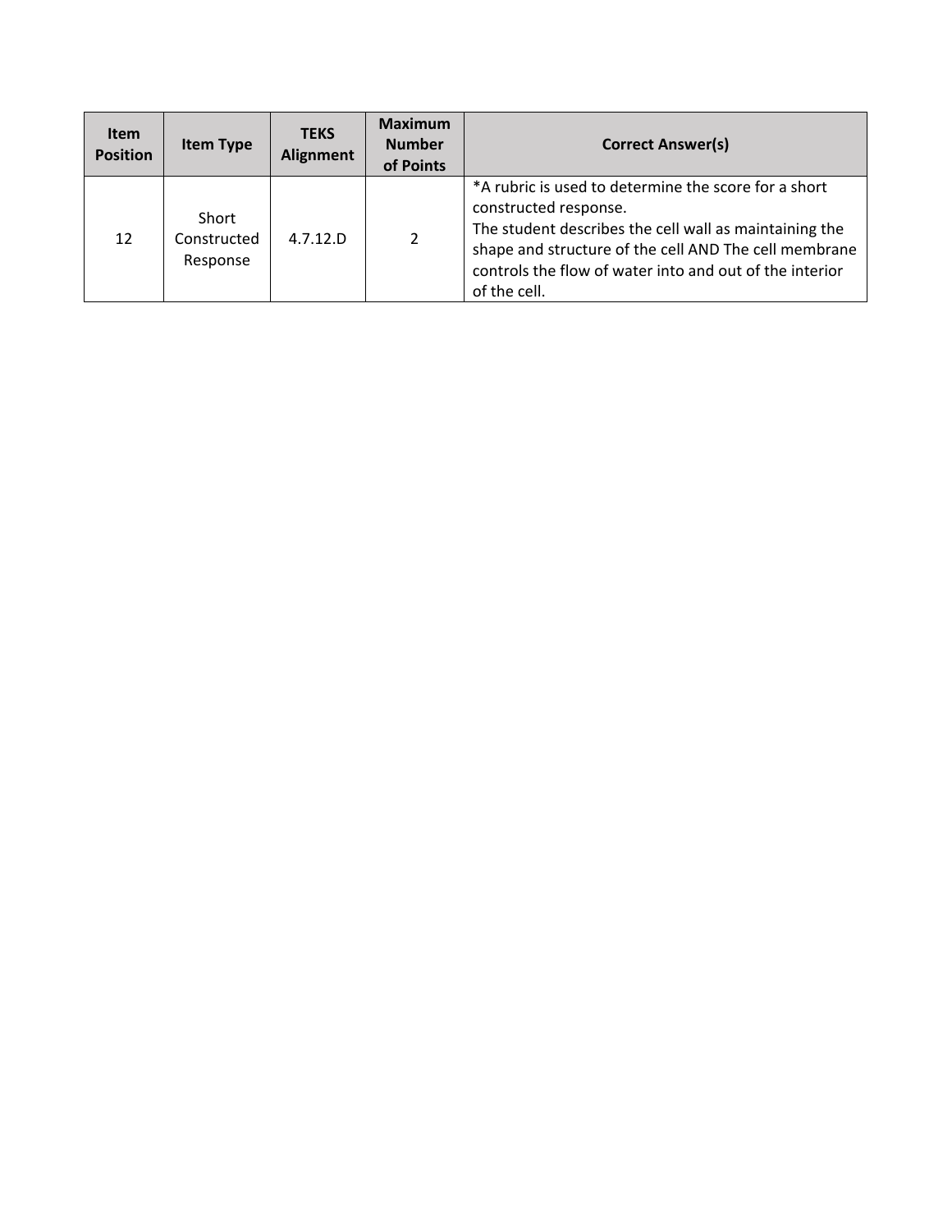| Item Position | Item Type | TEKS Alignment | Maximum Number of Points | Correct Answer(s) |
| --- | --- | --- | --- | --- |
| 12 | Short Constructed Response | 4.7.12.D | 2 | *A rubric is used to determine the score for a short constructed response.<br>The student describes the cell wall as maintaining the shape and structure of the cell AND The cell membrane controls the flow of water into and out of the interior of the cell. |